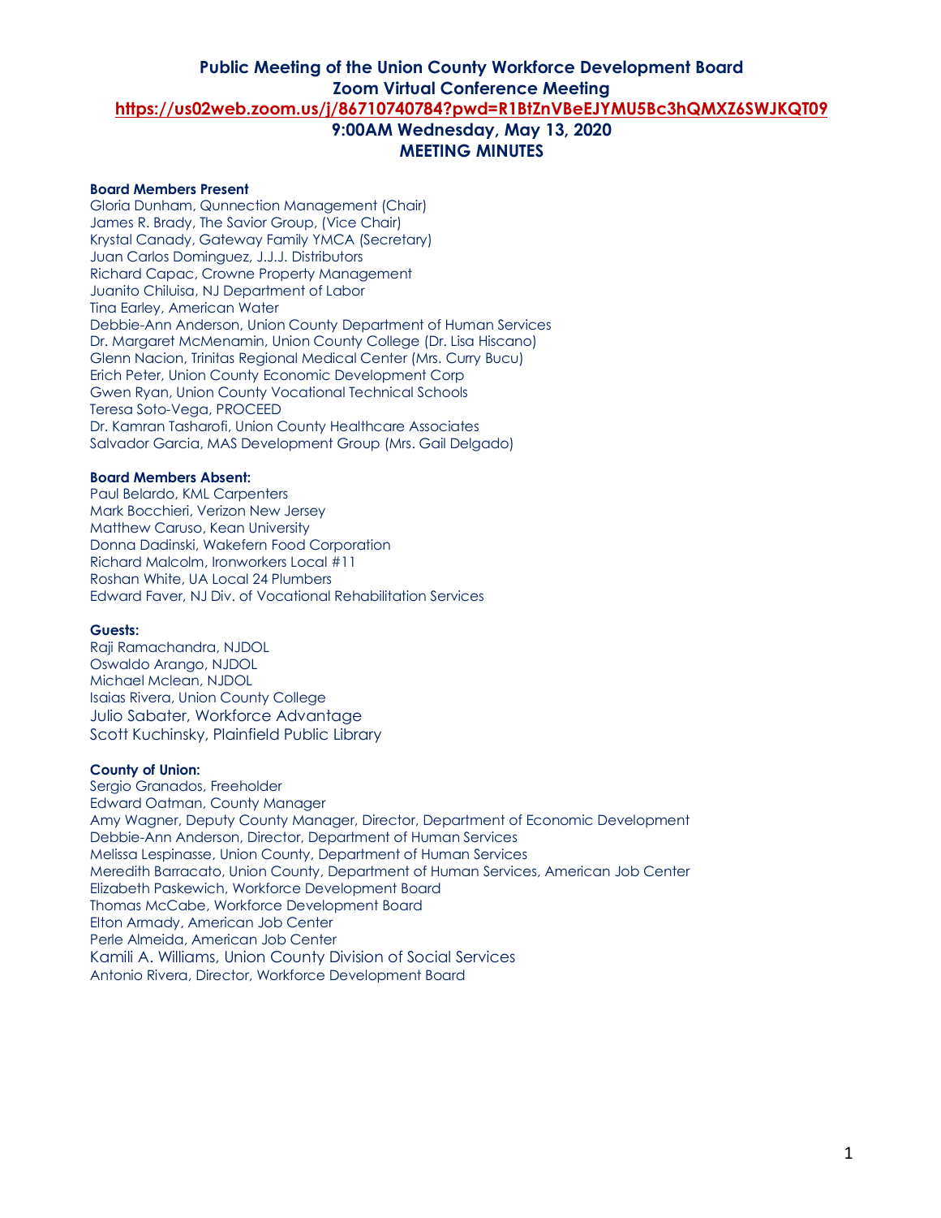# Public Meeting of the Union County Workforce Development Board

## Zoom Virtual Conference Meeting

**https://us02web.zoom.us/j/86710740784?pwd=R1BtZnVBeEJYMU5Bc3hQMXZ6SWJKQT09**

## 9:00AM Wednesday, May 13, 2020

## MEETING MINUTES

**Board Members Present**

Gloria Dunham, Qunnection Management (Chair)
James R. Brady, The Savior Group, (Vice Chair)
Krystal Canady, Gateway Family YMCA (Secretary)
Juan Carlos Dominguez, J.J.J. Distributors
Richard Capac, Crowne Property Management
Juanito Chiluisa, NJ Department of Labor
Tina Earley, American Water
Debbie-Ann Anderson, Union County Department of Human Services
Dr. Margaret McMenamin, Union County College (Dr. Lisa Hiscano)
Glenn Nacion, Trinitas Regional Medical Center (Mrs. Curry Bucu)
Erich Peter, Union County Economic Development Corp
Gwen Ryan, Union County Vocational Technical Schools
Teresa Soto-Vega, PROCEED
Dr. Kamran Tasharofi, Union County Healthcare Associates
Salvador Garcia, MAS Development Group (Mrs. Gail Delgado)

**Board Members Absent:**

Paul Belardo, KML Carpenters
Mark Bocchieri, Verizon New Jersey
Matthew Caruso, Kean University
Donna Dadinski, Wakefern Food Corporation
Richard Malcolm, Ironworkers Local #11
Roshan White, UA Local 24 Plumbers
Edward Faver, NJ Div. of Vocational Rehabilitation Services

**Guests:**

Raji Ramachandra, NJDOL
Oswaldo Arango, NJDOL
Michael Mclean, NJDOL
Isaias Rivera, Union County College
Julio Sabater, Workforce Advantage
Scott Kuchinsky, Plainfield Public Library

**County of Union:**

Sergio Granados, Freeholder
Edward Oatman, County Manager
Amy Wagner, Deputy County Manager, Director, Department of Economic Development
Debbie-Ann Anderson, Director, Department of Human Services
Melissa Lespinasse, Union County, Department of Human Services
Meredith Barracato, Union County, Department of Human Services, American Job Center
Elizabeth Paskewich, Workforce Development Board
Thomas McCabe, Workforce Development Board
Elton Armady, American Job Center
Perle Almeida, American Job Center
Kamili A. Williams, Union County Division of Social Services
Antonio Rivera, Director, Workforce Development Board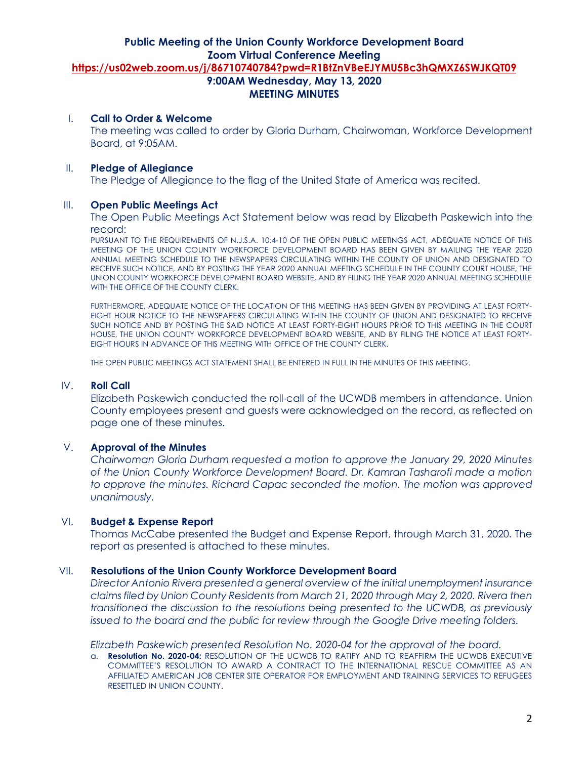**Public Meeting of the Union County Workforce Development Board**
**Zoom Virtual Conference Meeting**
**https://us02web.zoom.us/j/86710740784?pwd=R1BtZnVBeEJYMU5Bc3hQMXZ6SWJKQT09**
**9:00AM Wednesday, May 13, 2020**
**MEETING MINUTES**

I. **Call to Order & Welcome**

The meeting was called to order by Gloria Durham, Chairwoman, Workforce Development Board, at 9:05AM.

II. **Pledge of Allegiance**

The Pledge of Allegiance to the flag of the United State of America was recited.

III. **Open Public Meetings Act**

The Open Public Meetings Act Statement below was read by Elizabeth Paskewich into the record:

PURSUANT TO THE REQUIREMENTS OF N.J.S.A. 10:4-10 OF THE OPEN PUBLIC MEETINGS ACT, ADEQUATE NOTICE OF THIS MEETING OF THE UNION COUNTY WORKFORCE DEVELOPMENT BOARD HAS BEEN GIVEN BY MAILING THE YEAR 2020 ANNUAL MEETING SCHEDULE TO THE NEWSPAPERS CIRCULATING WITHIN THE COUNTY OF UNION AND DESIGNATED TO RECEIVE SUCH NOTICE, AND BY POSTING THE YEAR 2020 ANNUAL MEETING SCHEDULE IN THE COUNTY COURT HOUSE, THE UNION COUNTY WORKFORCE DEVELOPMENT BOARD WEBSITE, AND BY FILING THE YEAR 2020 ANNUAL MEETING SCHEDULE WITH THE OFFICE OF THE COUNTY CLERK.

FURTHERMORE, ADEQUATE NOTICE OF THE LOCATION OF THIS MEETING HAS BEEN GIVEN BY PROVIDING AT LEAST FORTY-EIGHT HOUR NOTICE TO THE NEWSPAPERS CIRCULATING WITHIN THE COUNTY OF UNION AND DESIGNATED TO RECEIVE SUCH NOTICE AND BY POSTING THE SAID NOTICE AT LEAST FORTY-EIGHT HOURS PRIOR TO THIS MEETING IN THE COURT HOUSE, THE UNION COUNTY WORKFORCE DEVELOPMENT BOARD WEBSITE, AND BY FILING THE NOTICE AT LEAST FORTY-EIGHT HOURS IN ADVANCE OF THIS MEETING WITH OFFICE OF THE COUNTY CLERK.

THE OPEN PUBLIC MEETINGS ACT STATEMENT SHALL BE ENTERED IN FULL IN THE MINUTES OF THIS MEETING.

IV. **Roll Call**

Elizabeth Paskewich conducted the roll-call of the UCWDB members in attendance. Union County employees present and guests were acknowledged on the record, as reflected on page one of these minutes.

V. **Approval of the Minutes**

*Chairwoman Gloria Durham requested a motion to approve the January 29, 2020 Minutes of the Union County Workforce Development Board. Dr. Kamran Tasharofi made a motion to approve the minutes. Richard Capac seconded the motion. The motion was approved unanimously.*

VI. **Budget & Expense Report**

Thomas McCabe presented the Budget and Expense Report, through March 31, 2020. The report as presented is attached to these minutes.

VII. **Resolutions of the Union County Workforce Development Board**

*Director Antonio Rivera presented a general overview of the initial unemployment insurance claims filed by Union County Residents from March 21, 2020 through May 2, 2020. Rivera then transitioned the discussion to the resolutions being presented to the UCWDB, as previously issued to the board and the public for review through the Google Drive meeting folders.*

*Elizabeth Paskewich presented Resolution No. 2020-04 for the approval of the board.*

a. **Resolution No. 2020-04:** RESOLUTION OF THE UCWDB TO RATIFY AND TO REAFFIRM THE UCWDB EXECUTIVE COMMITTEE'S RESOLUTION TO AWARD A CONTRACT TO THE INTERNATIONAL RESCUE COMMITTEE AS AN AFFILIATED AMERICAN JOB CENTER SITE OPERATOR FOR EMPLOYMENT AND TRAINING SERVICES TO REFUGEES RESETTLED IN UNION COUNTY.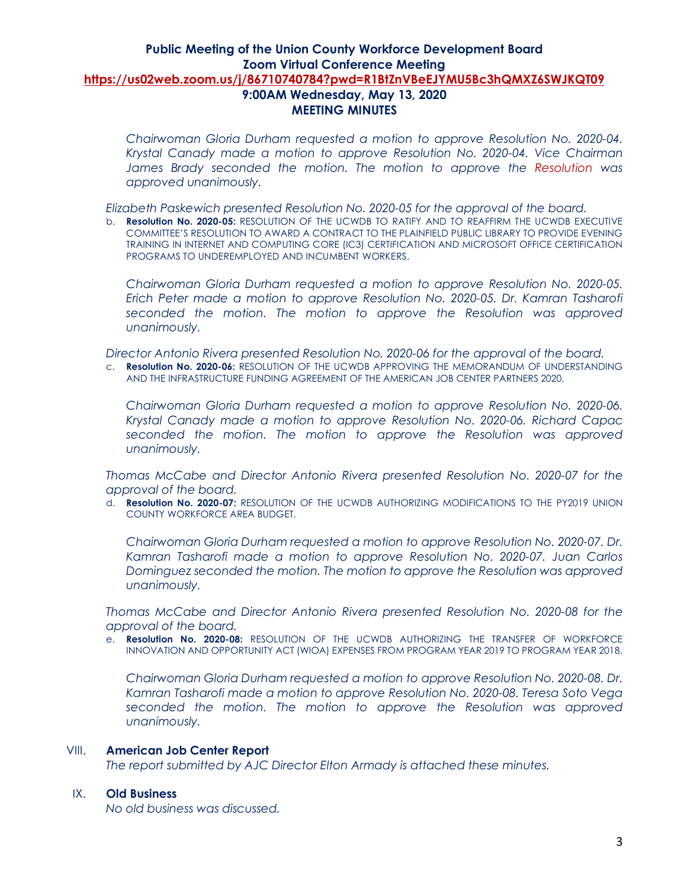*Chairwoman Gloria Durham requested a motion to approve Resolution No. 2020-04. Krystal Canady made a motion to approve Resolution No. 2020-04. Vice Chairman James Brady seconded the motion. The motion to approve the Resolution was approved unanimously.*

*Elizabeth Paskewich presented Resolution No. 2020-05 for the approval of the board.*

b. **Resolution No. 2020-05:** RESOLUTION OF THE UCWDB TO RATIFY AND TO REAFFIRM THE UCWDB EXECUTIVE COMMITTEE'S RESOLUTION TO AWARD A CONTRACT TO THE PLAINFIELD PUBLIC LIBRARY TO PROVIDE EVENING TRAINING IN INTERNET AND COMPUTING CORE (IC3) CERTIFICATION AND MICROSOFT OFFICE CERTIFICATION PROGRAMS TO UNDEREMPLOYED AND INCUMBENT WORKERS.

*Chairwoman Gloria Durham requested a motion to approve Resolution No. 2020-05. Erich Peter made a motion to approve Resolution No. 2020-05. Dr. Kamran Tasharofi seconded the motion. The motion to approve the Resolution was approved unanimously.*

*Director Antonio Rivera presented Resolution No. 2020-06 for the approval of the board.*

c. **Resolution No. 2020-06:** RESOLUTION OF THE UCWDB APPROVING THE MEMORANDUM OF UNDERSTANDING AND THE INFRASTRUCTURE FUNDING AGREEMENT OF THE AMERICAN JOB CENTER PARTNERS 2020.

*Chairwoman Gloria Durham requested a motion to approve Resolution No. 2020-06. Krystal Canady made a motion to approve Resolution No. 2020-06. Richard Capac seconded the motion. The motion to approve the Resolution was approved unanimously.*

*Thomas McCabe and Director Antonio Rivera presented Resolution No. 2020-07 for the approval of the board.*

d. **Resolution No. 2020-07:** RESOLUTION OF THE UCWDB AUTHORIZING MODIFICATIONS TO THE PY2019 UNION COUNTY WORKFORCE AREA BUDGET.

*Chairwoman Gloria Durham requested a motion to approve Resolution No. 2020-07. Dr. Kamran Tasharofi made a motion to approve Resolution No. 2020-07. Juan Carlos Dominguez seconded the motion. The motion to approve the Resolution was approved unanimously.*

*Thomas McCabe and Director Antonio Rivera presented Resolution No. 2020-08 for the approval of the board.*

e. **Resolution No. 2020-08:** RESOLUTION OF THE UCWDB AUTHORIZING THE TRANSFER OF WORKFORCE INNOVATION AND OPPORTUNITY ACT (WIOA) EXPENSES FROM PROGRAM YEAR 2019 TO PROGRAM YEAR 2018.

*Chairwoman Gloria Durham requested a motion to approve Resolution No. 2020-08. Dr. Kamran Tasharofi made a motion to approve Resolution No. 2020-08. Teresa Soto Vega seconded the motion. The motion to approve the Resolution was approved unanimously.*

## VIII. American Job Center Report

*The report submitted by AJC Director Elton Armady is attached these minutes.*

## IX. Old Business

*No old business was discussed.*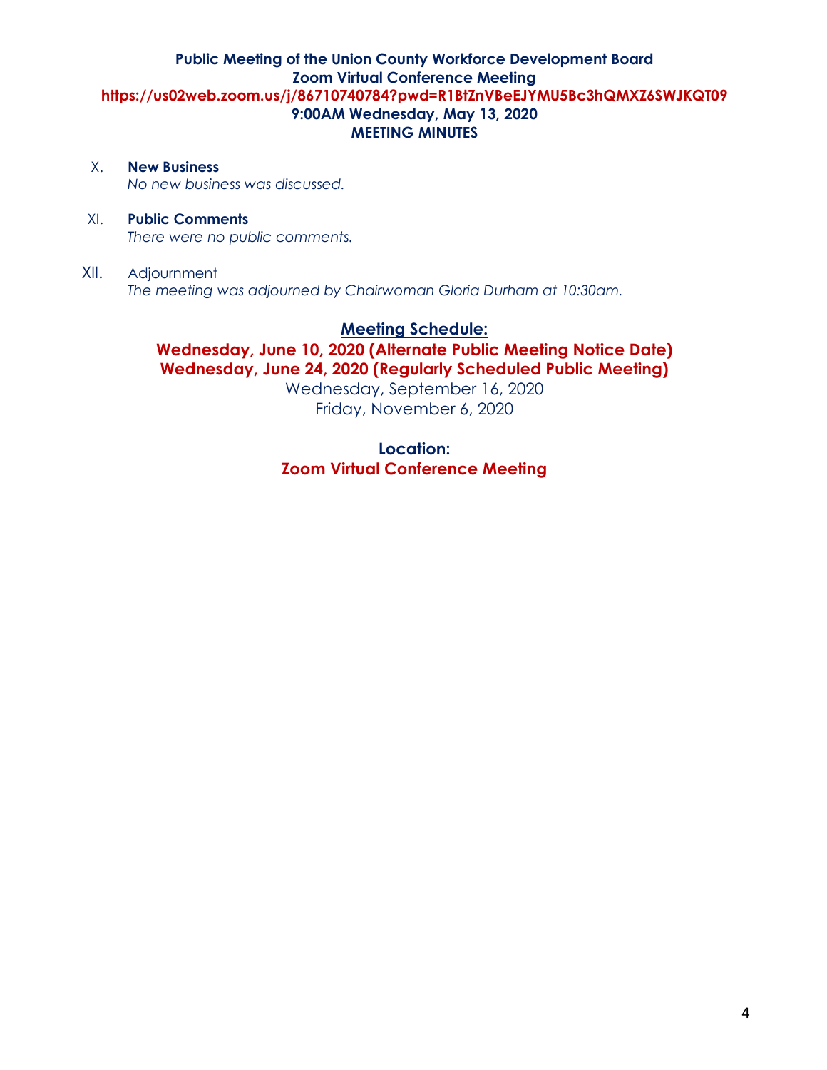**Public Meeting of the Union County Workforce Development Board**
**Zoom Virtual Conference Meeting**
**https://us02web.zoom.us/j/86710740784?pwd=R1BtZnVBeEJYMU5Bc3hQMXZ6SWJKQT09**
**9:00AM Wednesday, May 13, 2020**
**MEETING MINUTES**

X. **New Business**
*No new business was discussed.*

XI. **Public Comments**
*There were no public comments.*

XII. Adjournment
*The meeting was adjourned by Chairwoman Gloria Durham at 10:30am.*

## Meeting Schedule:

**Wednesday, June 10, 2020 (Alternate Public Meeting Notice Date)**
**Wednesday, June 24, 2020 (Regularly Scheduled Public Meeting)**
Wednesday, September 16, 2020
Friday, November 6, 2020

## Location:

**Zoom Virtual Conference Meeting**